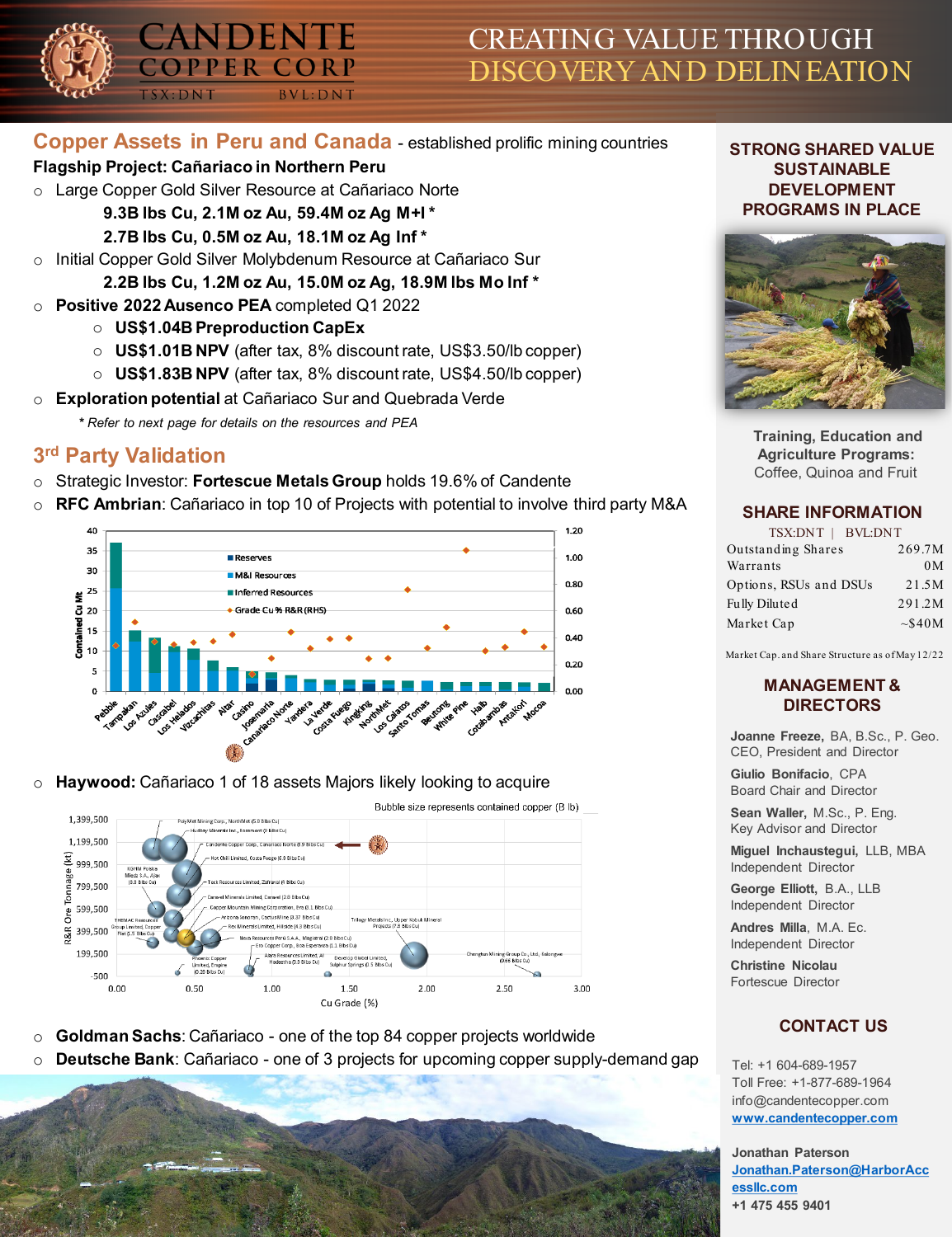# CANDENTE COPPER CORP

TSX:DNT BVL:DNT

# CREATING VALUE THROUGH DISCOVERY AND DELINEATION

## Copper Assets in Peru and Canada - established prolific mining countries

**Flagship Project: Cañariaco in Northern Peru**

- Large Copper Gold Silver Resource at Cañariaco Norte
  - **9.3B lbs Cu, 2.1M oz Au, 59.4M oz Ag M+I ***
  - **2.7B lbs Cu, 0.5M oz Au, 18.1M oz Ag Inf ***
- Initial Copper Gold Silver Molybdenum Resource at Cañariaco Sur
  - **2.2B lbs Cu, 1.2M oz Au, 15.0M oz Ag, 18.9M lbs Mo Inf ***
- **Positive 2022 Ausenco PEA** completed Q1 2022
  - **US$1.04B Preproduction CapEx**
  - **US$1.01B NPV** (after tax, 8% discount rate, US$3.50/lb copper)
  - **US$1.83B NPV** (after tax, 8% discount rate, US$4.50/lb copper)
- **Exploration potential** at Cañariaco Sur and Quebrada Verde

*\* Refer to next page for details on the resources and PEA*

## 3rd Party Validation

- Strategic Investor: **Fortescue Metals Group** holds 19.6% of Candente
- **RFC Ambrian**: Cañariaco in top 10 of Projects with potential to involve third party M&A
- **Haywood:** Cañariaco 1 of 18 assets Majors likely looking to acquire
- **Goldman Sachs**: Cañariaco - one of the top 84 copper projects worldwide
- **Deutsche Bank**: Cañariaco - one of 3 projects for upcoming copper supply-demand gap

## STRONG SHARED VALUE SUSTAINABLE DEVELOPMENT PROGRAMS IN PLACE

**Training, Education and Agriculture Programs:** Coffee, Quinoa and Fruit

## SHARE INFORMATION

TSX:DNT | BVL:DNT

| | |
|---|---|
| Outstanding Shares | 269.7M |
| Warrants | 0M |
| Options, RSUs and DSUs | 21.5M |
| Fully Diluted | 291.2M |
| Market Cap | ~$40M |

Market Cap. and Share Structure as of May 12/22

## MANAGEMENT & DIRECTORS

**Joanne Freeze**, BA, B.Sc., P. Geo.
CEO, President and Director

**Giulio Bonifacio**, CPA
Board Chair and Director

**Sean Waller**, M.Sc., P. Eng.
Key Advisor and Director

**Miguel Inchaustegui**, LLB, MBA
Independent Director

**George Elliott**, B.A., LLB
Independent Director

**Andres Milla**, M.A. Ec.
Independent Director

**Christine Nicolau**
Fortescue Director

## CONTACT US

Tel: +1 604-689-1957
Toll Free: +1-877-689-1964
info@candentecopper.com
www.candentecopper.com

**Jonathan Paterson**
Jonathan.Paterson@HarborAccessllc.com
**+1 475 455 9401**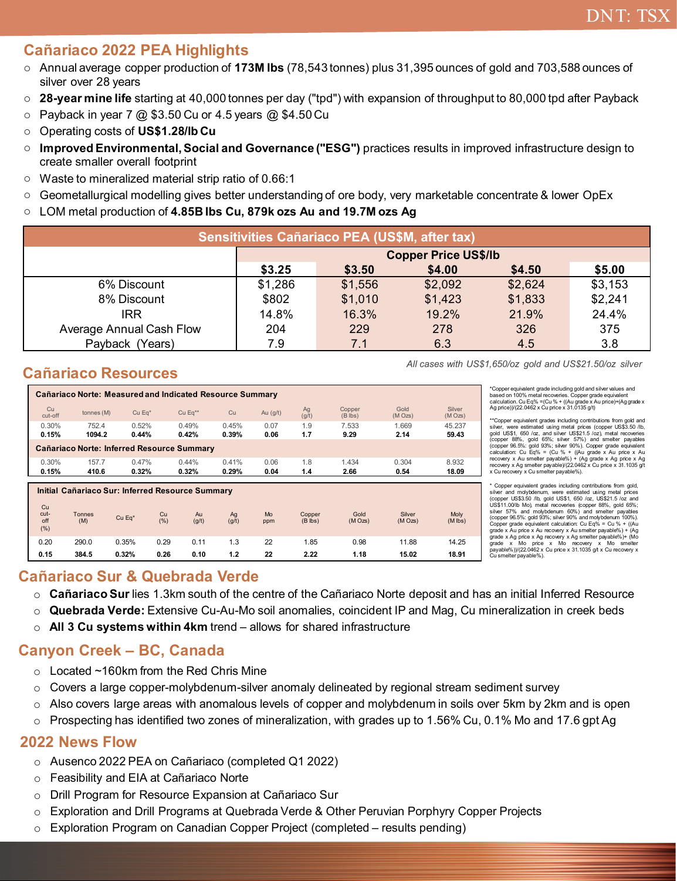## Cañariaco 2022 PEA Highlights

- Annual average copper production of **173M lbs** (78,543 tonnes) plus 31,395 ounces of gold and 703,588 ounces of silver over 28 years
- **28-year mine life** starting at 40,000 tonnes per day ("tpd") with expansion of throughput to 80,000 tpd after Payback
- Payback in year 7 @ $3.50 Cu or 4.5 years @ $4.50 Cu
- Operating costs of **US$1.28/lb Cu**
- **Improved Environmental, Social and Governance ("ESG")** practices results in improved infrastructure design to create smaller overall footprint
- Waste to mineralized material strip ratio of 0.66:1
- Geometallurgical modelling gives better understanding of ore body, very marketable concentrate & lower OpEx
- LOM metal production of **4.85B lbs Cu, 879k ozs Au and 19.7M ozs Ag**

**Sensitivities Cañariaco PEA (US$M, after tax)**

| | Copper Price US$/lb | | | | |
|---|---|---|---|---|---|
| | **$3.25** | **$3.50** | **$4.00** | **$4.50** | **$5.00** |
| 6% Discount | $1,286 | $1,556 | $2,092 | $2,624 | $3,153 |
| 8% Discount | $802 | $1,010 | $1,423 | $1,833 | $2,241 |
| IRR | 14.8% | 16.3% | 19.2% | 21.9% | 24.4% |
| Average Annual Cash Flow | 204 | 229 | 278 | 326 | 375 |
| Payback (Years) | 7.9 | 7.1 | 6.3 | 4.5 | 3.8 |

*All cases with US$1,650/oz gold and US$21.50/oz silver*

## Cañariaco Resources

**Cañariaco Norte: Measured and Indicated Resource Summary**

| Cu cut-off | tonnes (M) | Cu Eq* | Cu Eq** | Cu | Au (g/t) | Ag (g/t) | Copper (B lbs) | Gold (M Ozs) | Silver (M Ozs) |
|---|---|---|---|---|---|---|---|---|---|
| 0.30% | 752.4 | 0.52% | 0.49% | 0.45% | 0.07 | 1.9 | 7.533 | 1.669 | 45.237 |
| **0.15%** | **1094.2** | **0.44%** | **0.42%** | **0.39%** | **0.06** | **1.7** | **9.29** | **2.14** | **59.43** |

**Cañariaco Norte: Inferred Resource Summary**

| Cu cut-off | tonnes (M) | Cu Eq* | Cu Eq** | Cu | Au (g/t) | Ag (g/t) | Copper (B lbs) | Gold (M Ozs) | Silver (M Ozs) |
|---|---|---|---|---|---|---|---|---|---|
| 0.30% | 157.7 | 0.47% | 0.44% | 0.41% | 0.06 | 1.8 | 1.434 | 0.304 | 8.932 |
| **0.15%** | **410.6** | **0.32%** | **0.32%** | **0.29%** | **0.04** | **1.4** | **2.66** | **0.54** | **18.09** |

*Copper equivalent grade including gold and silver values and based on 100% metal recoveries. Copper grade equivalent calculation. Cu Eq% =(Cu % + ((Au grade x Au price)+(Ag grade x Ag price))/(22.0462 x Cu price x 31.0135 g/t)

**Copper equivalent grades including contributions from gold and silver, were estimated using metal prices (copper US$3.50 /lb, gold US$1, 650 /oz, and silver US$21.5 /oz), metal recoveries (copper 88%, gold 65%; silver 57%) and smelter payables (copper 96.5%: gold 93%; silver 90%). Copper grade equivalent calculation: Cu Eq% = (Cu % + ((Au grade x Au price x Au recovery x Au smelter payable%) + (Ag grade x Ag price x Ag recovery x Ag smelter payable)/(22.0462 x Cu price x 31.1035 g/t x Cu recovery x Cu smelter payable%).

**Initial Cañariaco Sur: Inferred Resource Summary**

| Cu cut-off (%) | Tonnes (M) | Cu Eq* | Cu (%) | Au (g/t) | Ag (g/t) | Mo ppm | Copper (B lbs) | Gold (M Ozs) | Silver (M Ozs) | Moly (M lbs) |
|---|---|---|---|---|---|---|---|---|---|---|
| 0.20 | 290.0 | 0.35% | 0.29 | 0.11 | 1.3 | 22 | 1.85 | 0.98 | 11.88 | 14.25 |
| **0.15** | **384.5** | **0.32%** | **0.26** | **0.10** | **1.2** | **22** | **2.22** | **1.18** | **15.02** | **18.91** |

\* Copper equivalent grades including contributions from gold, silver and molybdenum, were estimated using metal prices (copper US$3.50 /lb, gold US$1, 650 /oz, US$21.5 /oz and US$11.00/lb Mo), metal recoveries (copper 88%, gold 65%; silver 57% and molybdenum 60%) and smelter payables (copper 96.5%: gold 93%; silver 90% and molybdenum 100%). Copper grade equivalent calculation: Cu Eq% = Cu % + ((Au grade x Au price x Au recovery x Au smelter payable%) + (Ag grade x Ag price x Ag recovery x Ag smelter payable%)+ (Mo grade x Mo price x Mo recovery x Mo smelter payable%))/(22.0462 x Cu price x 31.1035 g/t x Cu recovery x Cu smelter payable%).

## Cañariaco Sur & Quebrada Verde

- **Cañariaco Sur** lies 1.3km south of the centre of the Cañariaco Norte deposit and has an initial Inferred Resource
- **Quebrada Verde:** Extensive Cu-Au-Mo soil anomalies, coincident IP and Mag, Cu mineralization in creek beds
- **All 3 Cu systems within 4km** trend – allows for shared infrastructure

## Canyon Creek – BC, Canada

- Located ~160km from the Red Chris Mine
- Covers a large copper-molybdenum-silver anomaly delineated by regional stream sediment survey
- Also covers large areas with anomalous levels of copper and molybdenum in soils over 5km by 2km and is open
- Prospecting has identified two zones of mineralization, with grades up to 1.56% Cu, 0.1% Mo and 17.6 gpt Ag

## 2022 News Flow

- Ausenco 2022 PEA on Cañariaco (completed Q1 2022)
- Feasibility and EIA at Cañariaco Norte
- Drill Program for Resource Expansion at Cañariaco Sur
- Exploration and Drill Programs at Quebrada Verde & Other Peruvian Porphyry Copper Projects
- Exploration Program on Canadian Copper Project (completed – results pending)